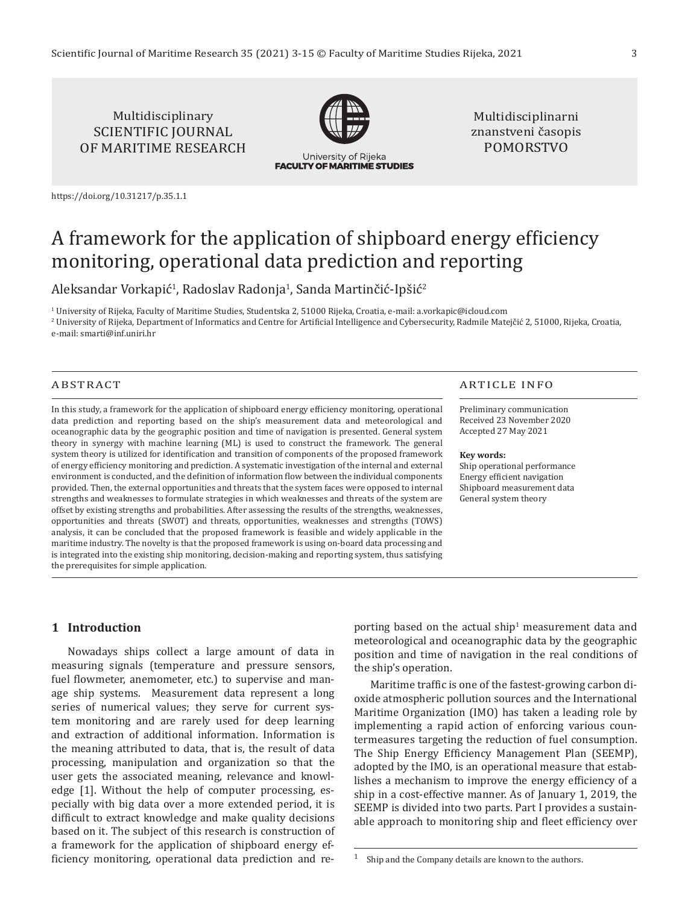Multidisciplinary SCIENTIFIC JOURNAL OF MARITIME RESEARCH

University of Rijeka FACULTY OF MARITIME STUDIES

Multidisciplinarni znanstveni časopis POMORSTVO

https://doi.org/10.31217/p.35.1.1

# A framework for the application of shipboard energy efficiency monitoring, operational data prediction and reporting

Aleksandar Vorkapić[1], Radoslav Radonja[1], Sanda Martinčić-Ipšić[2]

[1] University of Rijeka, Faculty of Maritime Studies, Studentska 2, 51000 Rijeka, Croatia, e-mail: a.vorkapic@icloud.com

[2] University of Rijeka, Department of Informatics and Centre for Artificial Intelligence and Cybersecurity, Radmile Matejčić 2, 51000, Rijeka, Croatia, e-mail: smarti@inf.uniri.hr

## ABSTRACT

In this study, a framework for the application of shipboard energy efficiency monitoring, operational data prediction and reporting based on the ship's measurement data and meteorological and oceanographic data by the geographic position and time of navigation is presented. General system theory in synergy with machine learning (ML) is used to construct the framework. The general system theory is utilized for identification and transition of components of the proposed framework of energy efficiency monitoring and prediction. A systematic investigation of the internal and external environment is conducted, and the definition of information flow between the individual components provided. Then, the external opportunities and threats that the system faces were opposed to internal strengths and weaknesses to formulate strategies in which weaknesses and threats of the system are offset by existing strengths and probabilities. After assessing the results of the strengths, weaknesses, opportunities and threats (SWOT) and threats, opportunities, weaknesses and strengths (TOWS) analysis, it can be concluded that the proposed framework is feasible and widely applicable in the maritime industry. The novelty is that the proposed framework is using on-board data processing and is integrated into the existing ship monitoring, decision-making and reporting system, thus satisfying the prerequisites for simple application.

## ARTICLE INFO

Preliminary communication
Received 23 November 2020
Accepted 27 May 2021

**Key words:**
Ship operational performance
Energy efficient navigation
Shipboard measurement data
General system theory

## 1 Introduction

Nowadays ships collect a large amount of data in measuring signals (temperature and pressure sensors, fuel flowmeter, anemometer, etc.) to supervise and manage ship systems. Measurement data represent a long series of numerical values; they serve for current system monitoring and are rarely used for deep learning and extraction of additional information. Information is the meaning attributed to data, that is, the result of data processing, manipulation and organization so that the user gets the associated meaning, relevance and knowledge [1]. Without the help of computer processing, especially with big data over a more extended period, it is difficult to extract knowledge and make quality decisions based on it. The subject of this research is construction of a framework for the application of shipboard energy efficiency monitoring, operational data prediction and reporting based on the actual ship[1] measurement data and meteorological and oceanographic data by the geographic position and time of navigation in the real conditions of the ship's operation.

Maritime traffic is one of the fastest-growing carbon dioxide atmospheric pollution sources and the International Maritime Organization (IMO) has taken a leading role by implementing a rapid action of enforcing various countermeasures targeting the reduction of fuel consumption. The Ship Energy Efficiency Management Plan (SEEMP), adopted by the IMO, is an operational measure that establishes a mechanism to improve the energy efficiency of a ship in a cost-effective manner. As of January 1, 2019, the SEEMP is divided into two parts. Part I provides a sustainable approach to monitoring ship and fleet efficiency over

[1] Ship and the Company details are known to the authors.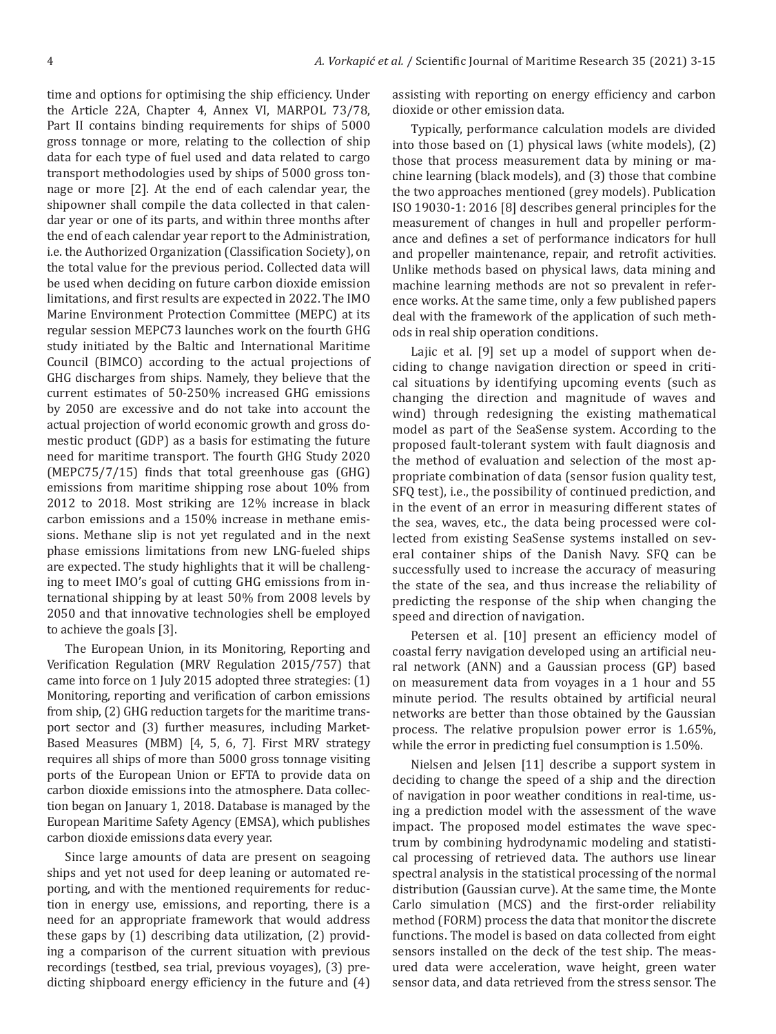time and options for optimising the ship efficiency. Under the Article 22A, Chapter 4, Annex VI, MARPOL 73/78, Part II contains binding requirements for ships of 5000 gross tonnage or more, relating to the collection of ship data for each type of fuel used and data related to cargo transport methodologies used by ships of 5000 gross tonnage or more [2]. At the end of each calendar year, the shipowner shall compile the data collected in that calendar year or one of its parts, and within three months after the end of each calendar year report to the Administration, i.e. the Authorized Organization (Classification Society), on the total value for the previous period. Collected data will be used when deciding on future carbon dioxide emission limitations, and first results are expected in 2022. The IMO Marine Environment Protection Committee (MEPC) at its regular session MEPC73 launches work on the fourth GHG study initiated by the Baltic and International Maritime Council (BIMCO) according to the actual projections of GHG discharges from ships. Namely, they believe that the current estimates of 50-250% increased GHG emissions by 2050 are excessive and do not take into account the actual projection of world economic growth and gross domestic product (GDP) as a basis for estimating the future need for maritime transport. The fourth GHG Study 2020 (MEPC75/7/15) finds that total greenhouse gas (GHG) emissions from maritime shipping rose about 10% from 2012 to 2018. Most striking are 12% increase in black carbon emissions and a 150% increase in methane emissions. Methane slip is not yet regulated and in the next phase emissions limitations from new LNG-fueled ships are expected. The study highlights that it will be challenging to meet IMO's goal of cutting GHG emissions from international shipping by at least 50% from 2008 levels by 2050 and that innovative technologies shell be employed to achieve the goals [3].

The European Union, in its Monitoring, Reporting and Verification Regulation (MRV Regulation 2015/757) that came into force on 1 July 2015 adopted three strategies: (1) Monitoring, reporting and verification of carbon emissions from ship, (2) GHG reduction targets for the maritime transport sector and (3) further measures, including Market-Based Measures (MBM) [4, 5, 6, 7]. First MRV strategy requires all ships of more than 5000 gross tonnage visiting ports of the European Union or EFTA to provide data on carbon dioxide emissions into the atmosphere. Data collection began on January 1, 2018. Database is managed by the European Maritime Safety Agency (EMSA), which publishes carbon dioxide emissions data every year.

Since large amounts of data are present on seagoing ships and yet not used for deep leaning or automated reporting, and with the mentioned requirements for reduction in energy use, emissions, and reporting, there is a need for an appropriate framework that would address these gaps by (1) describing data utilization, (2) providing a comparison of the current situation with previous recordings (testbed, sea trial, previous voyages), (3) predicting shipboard energy efficiency in the future and (4) assisting with reporting on energy efficiency and carbon dioxide or other emission data.

Typically, performance calculation models are divided into those based on (1) physical laws (white models), (2) those that process measurement data by mining or machine learning (black models), and (3) those that combine the two approaches mentioned (grey models). Publication ISO 19030-1: 2016 [8] describes general principles for the measurement of changes in hull and propeller performance and defines a set of performance indicators for hull and propeller maintenance, repair, and retrofit activities. Unlike methods based on physical laws, data mining and machine learning methods are not so prevalent in reference works. At the same time, only a few published papers deal with the framework of the application of such methods in real ship operation conditions.

Lajic et al. [9] set up a model of support when deciding to change navigation direction or speed in critical situations by identifying upcoming events (such as changing the direction and magnitude of waves and wind) through redesigning the existing mathematical model as part of the SeaSense system. According to the proposed fault-tolerant system with fault diagnosis and the method of evaluation and selection of the most appropriate combination of data (sensor fusion quality test, SFQ test), i.e., the possibility of continued prediction, and in the event of an error in measuring different states of the sea, waves, etc., the data being processed were collected from existing SeaSense systems installed on several container ships of the Danish Navy. SFQ can be successfully used to increase the accuracy of measuring the state of the sea, and thus increase the reliability of predicting the response of the ship when changing the speed and direction of navigation.

Petersen et al. [10] present an efficiency model of coastal ferry navigation developed using an artificial neural network (ANN) and a Gaussian process (GP) based on measurement data from voyages in a 1 hour and 55 minute period. The results obtained by artificial neural networks are better than those obtained by the Gaussian process. The relative propulsion power error is 1.65%, while the error in predicting fuel consumption is 1.50%.

Nielsen and Jelsen [11] describe a support system in deciding to change the speed of a ship and the direction of navigation in poor weather conditions in real-time, using a prediction model with the assessment of the wave impact. The proposed model estimates the wave spectrum by combining hydrodynamic modeling and statistical processing of retrieved data. The authors use linear spectral analysis in the statistical processing of the normal distribution (Gaussian curve). At the same time, the Monte Carlo simulation (MCS) and the first-order reliability method (FORM) process the data that monitor the discrete functions. The model is based on data collected from eight sensors installed on the deck of the test ship. The measured data were acceleration, wave height, green water sensor data, and data retrieved from the stress sensor. The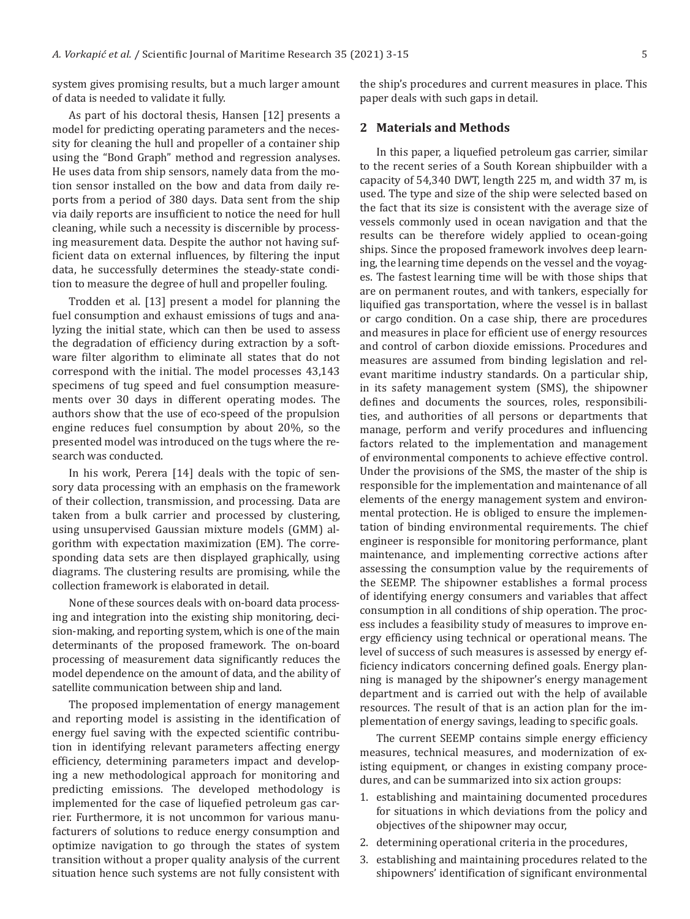system gives promising results, but a much larger amount of data is needed to validate it fully.

As part of his doctoral thesis, Hansen [12] presents a model for predicting operating parameters and the necessity for cleaning the hull and propeller of a container ship using the "Bond Graph" method and regression analyses. He uses data from ship sensors, namely data from the motion sensor installed on the bow and data from daily reports from a period of 380 days. Data sent from the ship via daily reports are insufficient to notice the need for hull cleaning, while such a necessity is discernible by processing measurement data. Despite the author not having sufficient data on external influences, by filtering the input data, he successfully determines the steady-state condition to measure the degree of hull and propeller fouling.

Trodden et al. [13] present a model for planning the fuel consumption and exhaust emissions of tugs and analyzing the initial state, which can then be used to assess the degradation of efficiency during extraction by a software filter algorithm to eliminate all states that do not correspond with the initial. The model processes 43,143 specimens of tug speed and fuel consumption measurements over 30 days in different operating modes. The authors show that the use of eco-speed of the propulsion engine reduces fuel consumption by about 20%, so the presented model was introduced on the tugs where the research was conducted.

In his work, Perera [14] deals with the topic of sensory data processing with an emphasis on the framework of their collection, transmission, and processing. Data are taken from a bulk carrier and processed by clustering, using unsupervised Gaussian mixture models (GMM) algorithm with expectation maximization (EM). The corresponding data sets are then displayed graphically, using diagrams. The clustering results are promising, while the collection framework is elaborated in detail.

None of these sources deals with on-board data processing and integration into the existing ship monitoring, decision-making, and reporting system, which is one of the main determinants of the proposed framework. The on-board processing of measurement data significantly reduces the model dependence on the amount of data, and the ability of satellite communication between ship and land.

The proposed implementation of energy management and reporting model is assisting in the identification of energy fuel saving with the expected scientific contribution in identifying relevant parameters affecting energy efficiency, determining parameters impact and developing a new methodological approach for monitoring and predicting emissions. The developed methodology is implemented for the case of liquefied petroleum gas carrier. Furthermore, it is not uncommon for various manufacturers of solutions to reduce energy consumption and optimize navigation to go through the states of system transition without a proper quality analysis of the current situation hence such systems are not fully consistent with the ship's procedures and current measures in place. This paper deals with such gaps in detail.

## 2 Materials and Methods

In this paper, a liquefied petroleum gas carrier, similar to the recent series of a South Korean shipbuilder with a capacity of 54,340 DWT, length 225 m, and width 37 m, is used. The type and size of the ship were selected based on the fact that its size is consistent with the average size of vessels commonly used in ocean navigation and that the results can be therefore widely applied to ocean-going ships. Since the proposed framework involves deep learning, the learning time depends on the vessel and the voyages. The fastest learning time will be with those ships that are on permanent routes, and with tankers, especially for liquified gas transportation, where the vessel is in ballast or cargo condition. On a case ship, there are procedures and measures in place for efficient use of energy resources and control of carbon dioxide emissions. Procedures and measures are assumed from binding legislation and relevant maritime industry standards. On a particular ship, in its safety management system (SMS), the shipowner defines and documents the sources, roles, responsibilities, and authorities of all persons or departments that manage, perform and verify procedures and influencing factors related to the implementation and management of environmental components to achieve effective control. Under the provisions of the SMS, the master of the ship is responsible for the implementation and maintenance of all elements of the energy management system and environmental protection. He is obliged to ensure the implementation of binding environmental requirements. The chief engineer is responsible for monitoring performance, plant maintenance, and implementing corrective actions after assessing the consumption value by the requirements of the SEEMP. The shipowner establishes a formal process of identifying energy consumers and variables that affect consumption in all conditions of ship operation. The process includes a feasibility study of measures to improve energy efficiency using technical or operational means. The level of success of such measures is assessed by energy efficiency indicators concerning defined goals. Energy planning is managed by the shipowner's energy management department and is carried out with the help of available resources. The result of that is an action plan for the implementation of energy savings, leading to specific goals.

The current SEEMP contains simple energy efficiency measures, technical measures, and modernization of existing equipment, or changes in existing company procedures, and can be summarized into six action groups:

1. establishing and maintaining documented procedures for situations in which deviations from the policy and objectives of the shipowner may occur,
2. determining operational criteria in the procedures,
3. establishing and maintaining procedures related to the shipowners' identification of significant environmental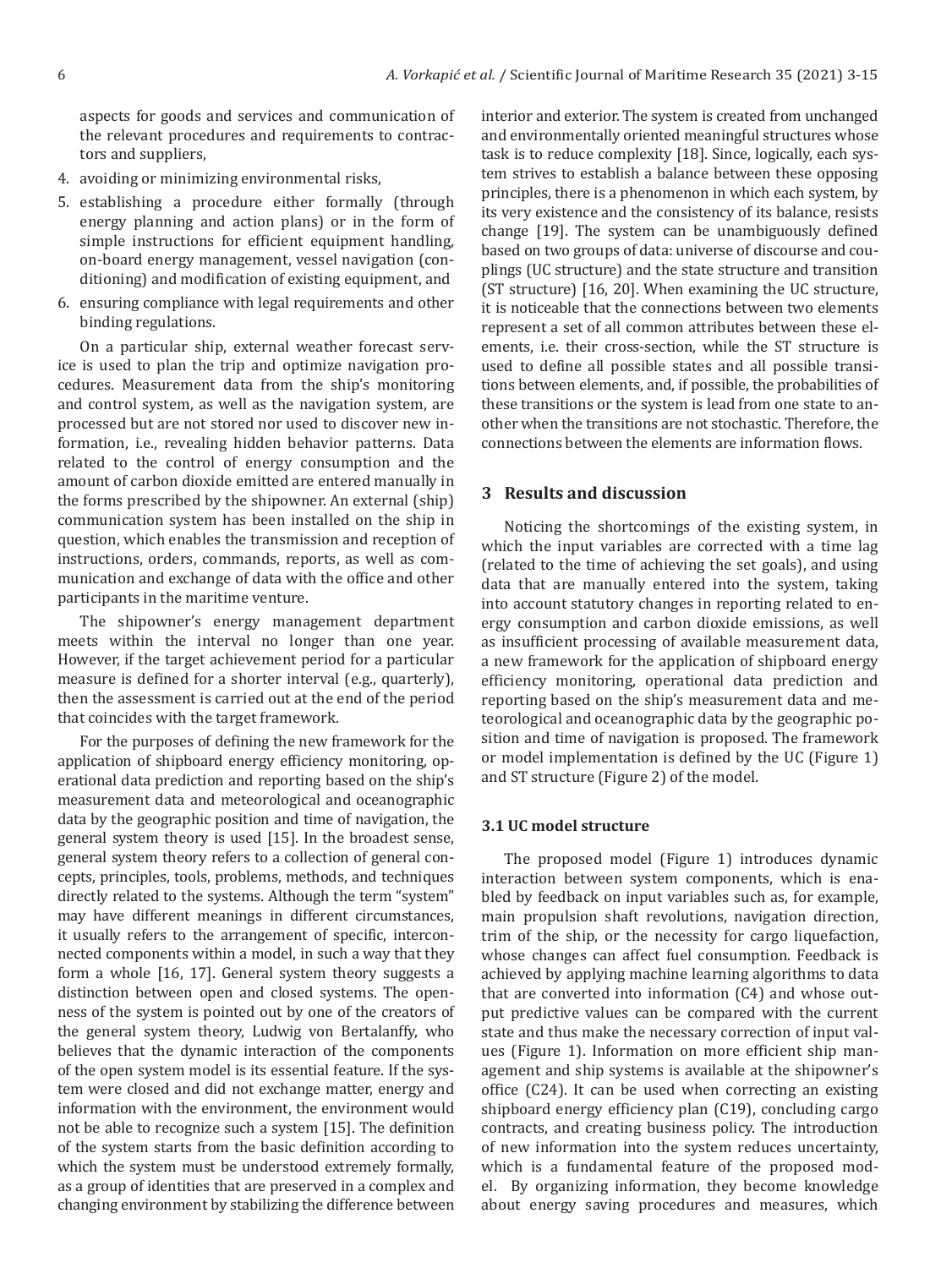aspects for goods and services and communication of the relevant procedures and requirements to contractors and suppliers,

4. avoiding or minimizing environmental risks,
5. establishing a procedure either formally (through energy planning and action plans) or in the form of simple instructions for efficient equipment handling, on-board energy management, vessel navigation (conditioning) and modification of existing equipment, and
6. ensuring compliance with legal requirements and other binding regulations.

On a particular ship, external weather forecast service is used to plan the trip and optimize navigation procedures. Measurement data from the ship's monitoring and control system, as well as the navigation system, are processed but are not stored nor used to discover new information, i.e., revealing hidden behavior patterns. Data related to the control of energy consumption and the amount of carbon dioxide emitted are entered manually in the forms prescribed by the shipowner. An external (ship) communication system has been installed on the ship in question, which enables the transmission and reception of instructions, orders, commands, reports, as well as communication and exchange of data with the office and other participants in the maritime venture.

The shipowner's energy management department meets within the interval no longer than one year. However, if the target achievement period for a particular measure is defined for a shorter interval (e.g., quarterly), then the assessment is carried out at the end of the period that coincides with the target framework.

For the purposes of defining the new framework for the application of shipboard energy efficiency monitoring, operational data prediction and reporting based on the ship's measurement data and meteorological and oceanographic data by the geographic position and time of navigation, the general system theory is used [15]. In the broadest sense, general system theory refers to a collection of general concepts, principles, tools, problems, methods, and techniques directly related to the systems. Although the term "system" may have different meanings in different circumstances, it usually refers to the arrangement of specific, interconnected components within a model, in such a way that they form a whole [16, 17]. General system theory suggests a distinction between open and closed systems. The openness of the system is pointed out by one of the creators of the general system theory, Ludwig von Bertalanffy, who believes that the dynamic interaction of the components of the open system model is its essential feature. If the system were closed and did not exchange matter, energy and information with the environment, the environment would not be able to recognize such a system [15]. The definition of the system starts from the basic definition according to which the system must be understood extremely formally, as a group of identities that are preserved in a complex and changing environment by stabilizing the difference between interior and exterior. The system is created from unchanged and environmentally oriented meaningful structures whose task is to reduce complexity [18]. Since, logically, each system strives to establish a balance between these opposing principles, there is a phenomenon in which each system, by its very existence and the consistency of its balance, resists change [19]. The system can be unambiguously defined based on two groups of data: universe of discourse and couplings (UC structure) and the state structure and transition (ST structure) [16, 20]. When examining the UC structure, it is noticeable that the connections between two elements represent a set of all common attributes between these elements, i.e. their cross-section, while the ST structure is used to define all possible states and all possible transitions between elements, and, if possible, the probabilities of these transitions or the system is lead from one state to another when the transitions are not stochastic. Therefore, the connections between the elements are information flows.

## 3 Results and discussion

Noticing the shortcomings of the existing system, in which the input variables are corrected with a time lag (related to the time of achieving the set goals), and using data that are manually entered into the system, taking into account statutory changes in reporting related to energy consumption and carbon dioxide emissions, as well as insufficient processing of available measurement data, a new framework for the application of shipboard energy efficiency monitoring, operational data prediction and reporting based on the ship's measurement data and meteorological and oceanographic data by the geographic position and time of navigation is proposed. The framework or model implementation is defined by the UC (Figure 1) and ST structure (Figure 2) of the model.

### 3.1 UC model structure

The proposed model (Figure 1) introduces dynamic interaction between system components, which is enabled by feedback on input variables such as, for example, main propulsion shaft revolutions, navigation direction, trim of the ship, or the necessity for cargo liquefaction, whose changes can affect fuel consumption. Feedback is achieved by applying machine learning algorithms to data that are converted into information (C4) and whose output predictive values can be compared with the current state and thus make the necessary correction of input values (Figure 1). Information on more efficient ship management and ship systems is available at the shipowner's office (C24). It can be used when correcting an existing shipboard energy efficiency plan (C19), concluding cargo contracts, and creating business policy. The introduction of new information into the system reduces uncertainty, which is a fundamental feature of the proposed model. By organizing information, they become knowledge about energy saving procedures and measures, which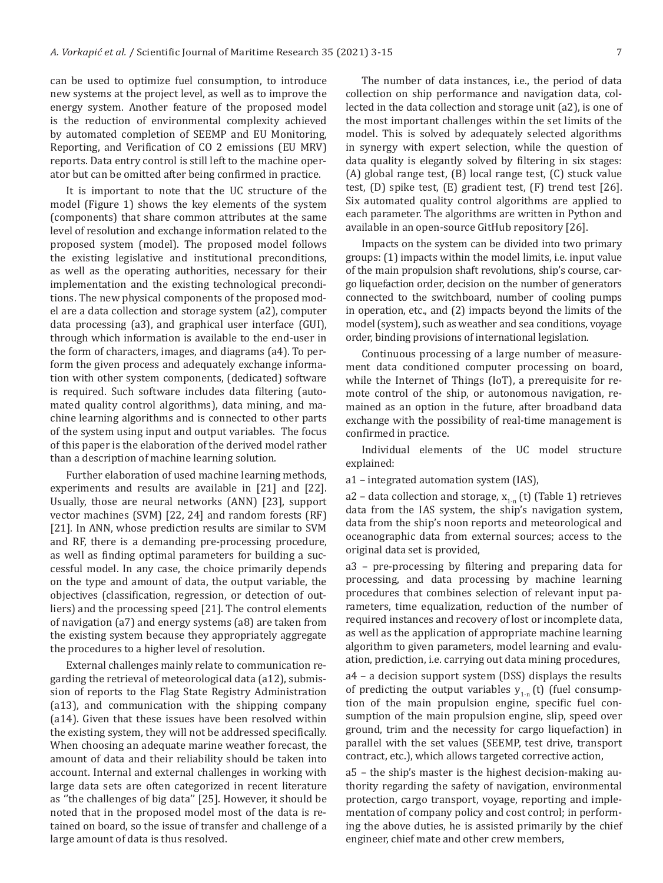can be used to optimize fuel consumption, to introduce new systems at the project level, as well as to improve the energy system. Another feature of the proposed model is the reduction of environmental complexity achieved by automated completion of SEEMP and EU Monitoring, Reporting, and Verification of CO 2 emissions (EU MRV) reports. Data entry control is still left to the machine operator but can be omitted after being confirmed in practice.

It is important to note that the UC structure of the model (Figure 1) shows the key elements of the system (components) that share common attributes at the same level of resolution and exchange information related to the proposed system (model). The proposed model follows the existing legislative and institutional preconditions, as well as the operating authorities, necessary for their implementation and the existing technological preconditions. The new physical components of the proposed model are a data collection and storage system (a2), computer data processing (a3), and graphical user interface (GUI), through which information is available to the end-user in the form of characters, images, and diagrams (a4). To perform the given process and adequately exchange information with other system components, (dedicated) software is required. Such software includes data filtering (automated quality control algorithms), data mining, and machine learning algorithms and is connected to other parts of the system using input and output variables. The focus of this paper is the elaboration of the derived model rather than a description of machine learning solution.

Further elaboration of used machine learning methods, experiments and results are available in [21] and [22]. Usually, those are neural networks (ANN) [23], support vector machines (SVM) [22, 24] and random forests (RF) [21]. In ANN, whose prediction results are similar to SVM and RF, there is a demanding pre-processing procedure, as well as finding optimal parameters for building a successful model. In any case, the choice primarily depends on the type and amount of data, the output variable, the objectives (classification, regression, or detection of outliers) and the processing speed [21]. The control elements of navigation (a7) and energy systems (a8) are taken from the existing system because they appropriately aggregate the procedures to a higher level of resolution.

External challenges mainly relate to communication regarding the retrieval of meteorological data (a12), submission of reports to the Flag State Registry Administration (a13), and communication with the shipping company (a14). Given that these issues have been resolved within the existing system, they will not be addressed specifically. When choosing an adequate marine weather forecast, the amount of data and their reliability should be taken into account. Internal and external challenges in working with large data sets are often categorized in recent literature as ''the challenges of big data'' [25]. However, it should be noted that in the proposed model most of the data is retained on board, so the issue of transfer and challenge of a large amount of data is thus resolved.

The number of data instances, i.e., the period of data collection on ship performance and navigation data, collected in the data collection and storage unit (a2), is one of the most important challenges within the set limits of the model. This is solved by adequately selected algorithms in synergy with expert selection, while the question of data quality is elegantly solved by filtering in six stages: (A) global range test, (B) local range test, (C) stuck value test, (D) spike test, (E) gradient test, (F) trend test [26]. Six automated quality control algorithms are applied to each parameter. The algorithms are written in Python and available in an open-source GitHub repository [26].

Impacts on the system can be divided into two primary groups: (1) impacts within the model limits, i.e. input value of the main propulsion shaft revolutions, ship's course, cargo liquefaction order, decision on the number of generators connected to the switchboard, number of cooling pumps in operation, etc., and (2) impacts beyond the limits of the model (system), such as weather and sea conditions, voyage order, binding provisions of international legislation.

Continuous processing of a large number of measurement data conditioned computer processing on board, while the Internet of Things (IoT), a prerequisite for remote control of the ship, or autonomous navigation, remained as an option in the future, after broadband data exchange with the possibility of real-time management is confirmed in practice.

Individual elements of the UC model structure explained:

a1 – integrated automation system (IAS),

a2 – data collection and storage, $x_{1-n}(t)$ (Table 1) retrieves data from the IAS system, the ship's navigation system, data from the ship's noon reports and meteorological and oceanographic data from external sources; access to the original data set is provided,

a3 – pre-processing by filtering and preparing data for processing, and data processing by machine learning procedures that combines selection of relevant input parameters, time equalization, reduction of the number of required instances and recovery of lost or incomplete data, as well as the application of appropriate machine learning algorithm to given parameters, model learning and evaluation, prediction, i.e. carrying out data mining procedures,

a4 – a decision support system (DSS) displays the results of predicting the output variables $y_{1-n}(t)$ (fuel consumption of the main propulsion engine, specific fuel consumption of the main propulsion engine, slip, speed over ground, trim and the necessity for cargo liquefaction) in parallel with the set values (SEEMP, test drive, transport contract, etc.), which allows targeted corrective action,

a5 – the ship's master is the highest decision-making authority regarding the safety of navigation, environmental protection, cargo transport, voyage, reporting and implementation of company policy and cost control; in performing the above duties, he is assisted primarily by the chief engineer, chief mate and other crew members,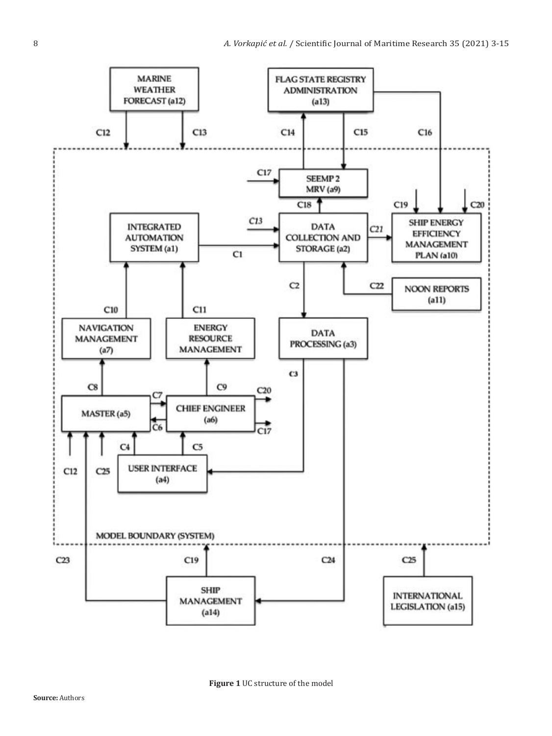**Figure 1** UC structure of the model

**Source:** Authors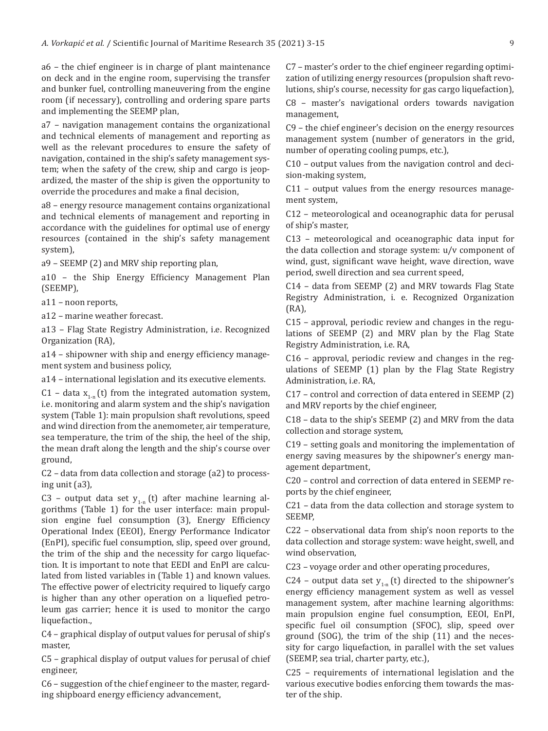a6 – the chief engineer is in charge of plant maintenance on deck and in the engine room, supervising the transfer and bunker fuel, controlling maneuvering from the engine room (if necessary), controlling and ordering spare parts and implementing the SEEMP plan,

a7 – navigation management contains the organizational and technical elements of management and reporting as well as the relevant procedures to ensure the safety of navigation, contained in the ship's safety management system; when the safety of the crew, ship and cargo is jeopardized, the master of the ship is given the opportunity to override the procedures and make a final decision,

a8 – energy resource management contains organizational and technical elements of management and reporting in accordance with the guidelines for optimal use of energy resources (contained in the ship's safety management system),

a9 – SEEMP (2) and MRV ship reporting plan,

a10 – the Ship Energy Efficiency Management Plan (SEEMP),

a11 – noon reports,

a12 – marine weather forecast.

a13 – Flag State Registry Administration, i.e. Recognized Organization (RA),

a14 – shipowner with ship and energy efficiency management system and business policy,

a14 – international legislation and its executive elements.

C1 – data $x_{1-n}(t)$ from the integrated automation system, i.e. monitoring and alarm system and the ship's navigation system (Table 1): main propulsion shaft revolutions, speed and wind direction from the anemometer, air temperature, sea temperature, the trim of the ship, the heel of the ship, the mean draft along the length and the ship's course over ground,

C2 – data from data collection and storage (a2) to processing unit (a3),

C3 – output data set $y_{1-n}(t)$ after machine learning algorithms (Table 1) for the user interface: main propulsion engine fuel consumption (3), Energy Efficiency Operational Index (EEOI), Energy Performance Indicator (EnPI), specific fuel consumption, slip, speed over ground, the trim of the ship and the necessity for cargo liquefaction. It is important to note that EEDI and EnPI are calculated from listed variables in (Table 1) and known values. The effective power of electricity required to liquefy cargo is higher than any other operation on a liquefied petroleum gas carrier; hence it is used to monitor the cargo liquefaction.,

C4 – graphical display of output values for perusal of ship's master,

C5 – graphical display of output values for perusal of chief engineer,

C6 – suggestion of the chief engineer to the master, regarding shipboard energy efficiency advancement,

C7 – master's order to the chief engineer regarding optimization of utilizing energy resources (propulsion shaft revolutions, ship's course, necessity for gas cargo liquefaction),

C8 – master's navigational orders towards navigation management,

C9 – the chief engineer's decision on the energy resources management system (number of generators in the grid, number of operating cooling pumps, etc.),

C10 – output values from the navigation control and decision-making system,

C11 – output values from the energy resources management system,

C12 – meteorological and oceanographic data for perusal of ship's master,

C13 – meteorological and oceanographic data input for the data collection and storage system: u/v component of wind, gust, significant wave height, wave direction, wave period, swell direction and sea current speed,

C14 – data from SEEMP (2) and MRV towards Flag State Registry Administration, i. e. Recognized Organization (RA),

C15 – approval, periodic review and changes in the regulations of SEEMP (2) and MRV plan by the Flag State Registry Administration, i.e. RA,

C16 – approval, periodic review and changes in the regulations of SEEMP (1) plan by the Flag State Registry Administration, i.e. RA,

C17 – control and correction of data entered in SEEMP (2) and MRV reports by the chief engineer,

C18 – data to the ship's SEEMP (2) and MRV from the data collection and storage system,

C19 – setting goals and monitoring the implementation of energy saving measures by the shipowner's energy management department,

C20 – control and correction of data entered in SEEMP reports by the chief engineer,

C21 – data from the data collection and storage system to SEEMP,

C22 – observational data from ship's noon reports to the data collection and storage system: wave height, swell, and wind observation,

C23 – voyage order and other operating procedures,

C24 – output data set $y_{1-n}(t)$ directed to the shipowner's energy efficiency management system as well as vessel management system, after machine learning algorithms: main propulsion engine fuel consumption, EEOI, EnPI, specific fuel oil consumption (SFOC), slip, speed over ground (SOG), the trim of the ship (11) and the necessity for cargo liquefaction, in parallel with the set values (SEEMP, sea trial, charter party, etc.),

C25 – requirements of international legislation and the various executive bodies enforcing them towards the master of the ship.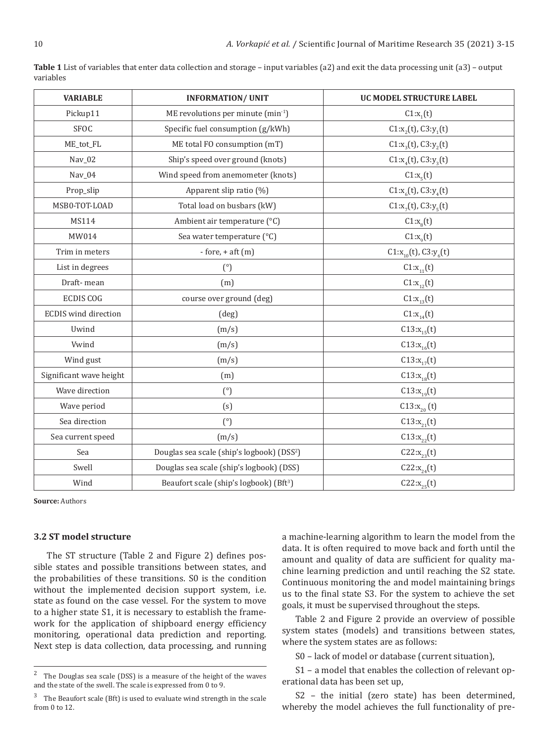**Table 1** List of variables that enter data collection and storage – input variables (a2) and exit the data processing unit (a3) – output variables

| VARIABLE | INFORMATION/ UNIT | UC MODEL STRUCTURE LABEL |
|---|---|---|
| Pickup11 | ME revolutions per minute ($min^{-1}$) | C1:$x_1(t)$ |
| SFOC | Specific fuel consumption (g/kWh) | C1:$x_2(t)$, C3:$y_1(t)$ |
| ME_tot_FL | ME total FO consumption (mT) | C1:$x_3(t)$, C3:$y_2(t)$ |
| Nav_02 | Ship's speed over ground (knots) | C1:$x_4(t)$, C3:$y_3(t)$ |
| Nav_04 | Wind speed from anemometer (knots) | C1:$x_5(t)$ |
| Prop_slip | Apparent slip ratio (%) | C1:$x_6(t)$, C3:$y_4(t)$ |
| MSB0-TOT-LOAD | Total load on busbars (kW) | C1:$x_7(t)$, C3:$y_5(t)$ |
| MS114 | Ambient air temperature (°C) | C1:$x_8(t)$ |
| MW014 | Sea water temperature (°C) | C1:$x_9(t)$ |
| Trim in meters | - fore, + aft (m) | C1:$x_{10}(t)$, C3:$y_6(t)$ |
| List in degrees | (°) | C1:$x_{11}(t)$ |
| Draft- mean | (m) | C1:$x_{12}(t)$ |
| ECDIS COG | course over ground (deg) | C1:$x_{13}(t)$ |
| ECDIS wind direction | (deg) | C1:$x_{14}(t)$ |
| Uwind | (m/s) | C13:$x_{15}(t)$ |
| Vwind | (m/s) | C13:$x_{16}(t)$ |
| Wind gust | (m/s) | C13:$x_{17}(t)$ |
| Significant wave height | (m) | C13:$x_{18}(t)$ |
| Wave direction | (°) | C13:$x_{19}(t)$ |
| Wave period | (s) | C13:$x_{20}$ (t) |
| Sea direction | (°) | C13:$x_{21}(t)$ |
| Sea current speed | (m/s) | C13:$x_{22}(t)$ |
| Sea | Douglas sea scale (ship's logbook) (DSS[2]) | C22:$x_{23}(t)$ |
| Swell | Douglas sea scale (ship's logbook) (DSS) | C22:$x_{24}(t)$ |
| Wind | Beaufort scale (ship's logbook) (Bft[3]) | C22:$x_{25}(t)$ |

**Source:** Authors

### 3.2 ST model structure

The ST structure (Table 2 and Figure 2) defines possible states and possible transitions between states, and the probabilities of these transitions. S0 is the condition without the implemented decision support system, i.e. state as found on the case vessel. For the system to move to a higher state S1, it is necessary to establish the framework for the application of shipboard energy efficiency monitoring, operational data prediction and reporting. Next step is data collection, data processing, and running a machine-learning algorithm to learn the model from the data. It is often required to move back and forth until the amount and quality of data are sufficient for quality machine learning prediction and until reaching the S2 state. Continuous monitoring the and model maintaining brings us to the final state S3. For the system to achieve the set goals, it must be supervised throughout the steps.

Table 2 and Figure 2 provide an overview of possible system states (models) and transitions between states, where the system states are as follows:

S0 – lack of model or database (current situation),

S1 – a model that enables the collection of relevant operational data has been set up,

S2 – the initial (zero state) has been determined, whereby the model achieves the full functionality of pre-

[2] The Douglas sea scale (DSS) is a measure of the height of the waves and the state of the swell. The scale is expressed from 0 to 9.

[3] The Beaufort scale (Bft) is used to evaluate wind strength in the scale from 0 to 12.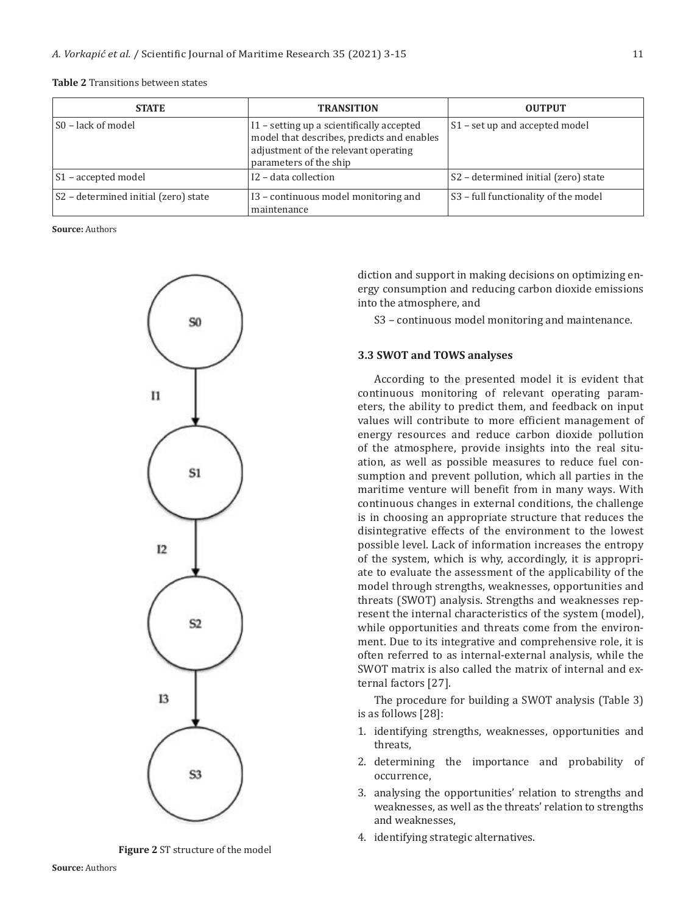**Table 2** Transitions between states

| STATE | TRANSITION | OUTPUT |
| --- | --- | --- |
| S0 – lack of model | I1 – setting up a scientifically accepted model that describes, predicts and enables adjustment of the relevant operating parameters of the ship | S1 – set up and accepted model |
| S1 – accepted model | I2 – data collection | S2 – determined initial (zero) state |
| S2 – determined initial (zero) state | I3 – continuous model monitoring and maintenance | S3 – full functionality of the model |

**Source:** Authors

**Figure 2** ST structure of the model

**Source:** Authors

diction and support in making decisions on optimizing energy consumption and reducing carbon dioxide emissions into the atmosphere, and

S3 – continuous model monitoring and maintenance.

### 3.3 SWOT and TOWS analyses

According to the presented model it is evident that continuous monitoring of relevant operating parameters, the ability to predict them, and feedback on input values will contribute to more efficient management of energy resources and reduce carbon dioxide pollution of the atmosphere, provide insights into the real situation, as well as possible measures to reduce fuel consumption and prevent pollution, which all parties in the maritime venture will benefit from in many ways. With continuous changes in external conditions, the challenge is in choosing an appropriate structure that reduces the disintegrative effects of the environment to the lowest possible level. Lack of information increases the entropy of the system, which is why, accordingly, it is appropriate to evaluate the assessment of the applicability of the model through strengths, weaknesses, opportunities and threats (SWOT) analysis. Strengths and weaknesses represent the internal characteristics of the system (model), while opportunities and threats come from the environment. Due to its integrative and comprehensive role, it is often referred to as internal-external analysis, while the SWOT matrix is also called the matrix of internal and external factors [27].

The procedure for building a SWOT analysis (Table 3) is as follows [28]:

1. identifying strengths, weaknesses, opportunities and threats,
2. determining the importance and probability of occurrence,
3. analysing the opportunities' relation to strengths and weaknesses, as well as the threats' relation to strengths and weaknesses,
4. identifying strategic alternatives.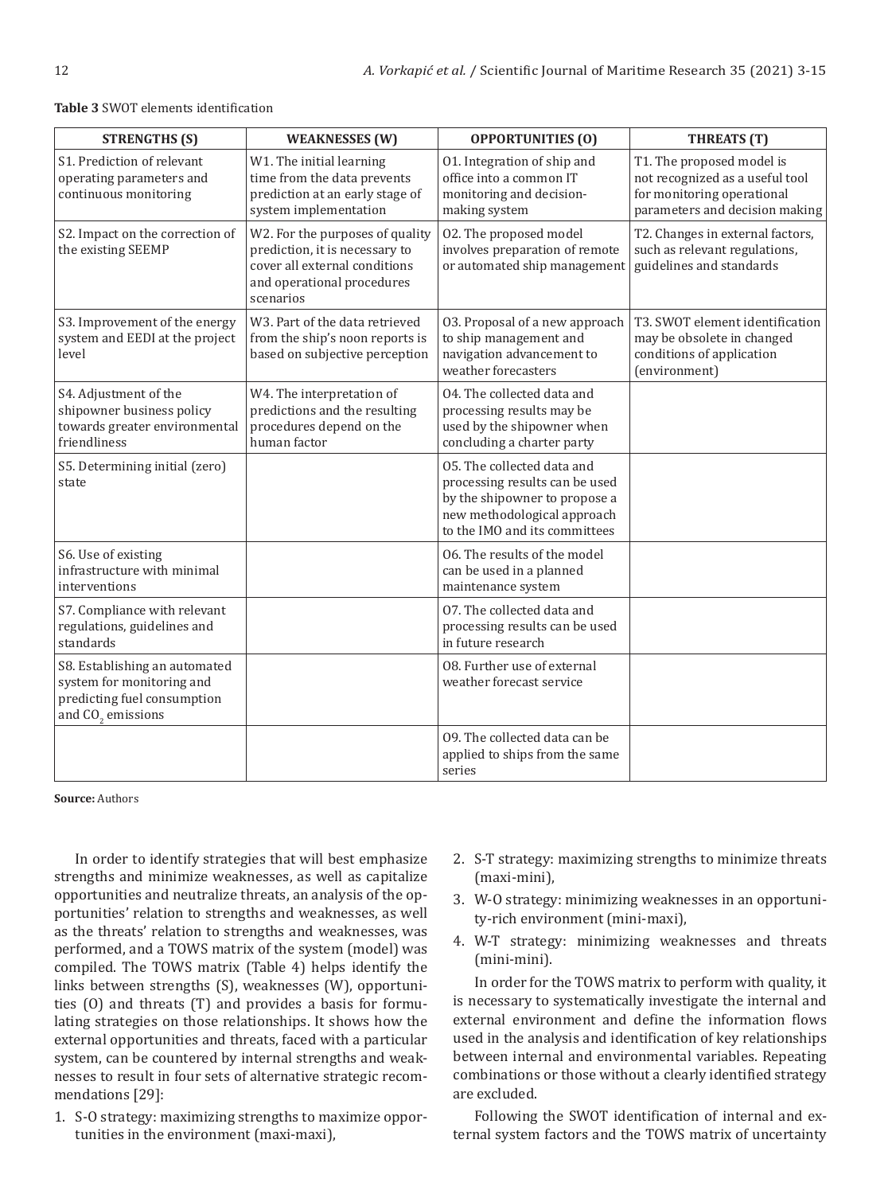**Table 3** SWOT elements identification

| STRENGTHS (S) | WEAKNESSES (W) | OPPORTUNITIES (O) | THREATS (T) |
|---|---|---|---|
| S1. Prediction of relevant operating parameters and continuous monitoring | W1. The initial learning time from the data prevents prediction at an early stage of system implementation | O1. Integration of ship and office into a common IT monitoring and decision-making system | T1. The proposed model is not recognized as a useful tool for monitoring operational parameters and decision making |
| S2. Impact on the correction of the existing SEEMP | W2. For the purposes of quality prediction, it is necessary to cover all external conditions and operational procedures scenarios | O2. The proposed model involves preparation of remote or automated ship management | T2. Changes in external factors, such as relevant regulations, guidelines and standards |
| S3. Improvement of the energy system and EEDI at the project level | W3. Part of the data retrieved from the ship's noon reports is based on subjective perception | O3. Proposal of a new approach to ship management and navigation advancement to weather forecasters | T3. SWOT element identification may be obsolete in changed conditions of application (environment) |
| S4. Adjustment of the shipowner business policy towards greater environmental friendliness | W4. The interpretation of predictions and the resulting procedures depend on the human factor | O4. The collected data and processing results may be used by the shipowner when concluding a charter party | |
| S5. Determining initial (zero) state | | O5. The collected data and processing results can be used by the shipowner to propose a new methodological approach to the IMO and its committees | |
| S6. Use of existing infrastructure with minimal interventions | | O6. The results of the model can be used in a planned maintenance system | |
| S7. Compliance with relevant regulations, guidelines and standards | | O7. The collected data and processing results can be used in future research | |
| S8. Establishing an automated system for monitoring and predicting fuel consumption and $CO_2$ emissions | | O8. Further use of external weather forecast service | |
| | | O9. The collected data can be applied to ships from the same series | |

**Source:** Authors

In order to identify strategies that will best emphasize strengths and minimize weaknesses, as well as capitalize opportunities and neutralize threats, an analysis of the opportunities' relation to strengths and weaknesses, as well as the threats' relation to strengths and weaknesses, was performed, and a TOWS matrix of the system (model) was compiled. The TOWS matrix (Table 4) helps identify the links between strengths (S), weaknesses (W), opportunities (O) and threats (T) and provides a basis for formulating strategies on those relationships. It shows how the external opportunities and threats, faced with a particular system, can be countered by internal strengths and weaknesses to result in four sets of alternative strategic recommendations [29]:

1. S-O strategy: maximizing strengths to maximize opportunities in the environment (maxi-maxi),
2. S-T strategy: maximizing strengths to minimize threats (maxi-mini),
3. W-O strategy: minimizing weaknesses in an opportunity-rich environment (mini-maxi),
4. W-T strategy: minimizing weaknesses and threats (mini-mini).

In order for the TOWS matrix to perform with quality, it is necessary to systematically investigate the internal and external environment and define the information flows used in the analysis and identification of key relationships between internal and environmental variables. Repeating combinations or those without a clearly identified strategy are excluded.

Following the SWOT identification of internal and external system factors and the TOWS matrix of uncertainty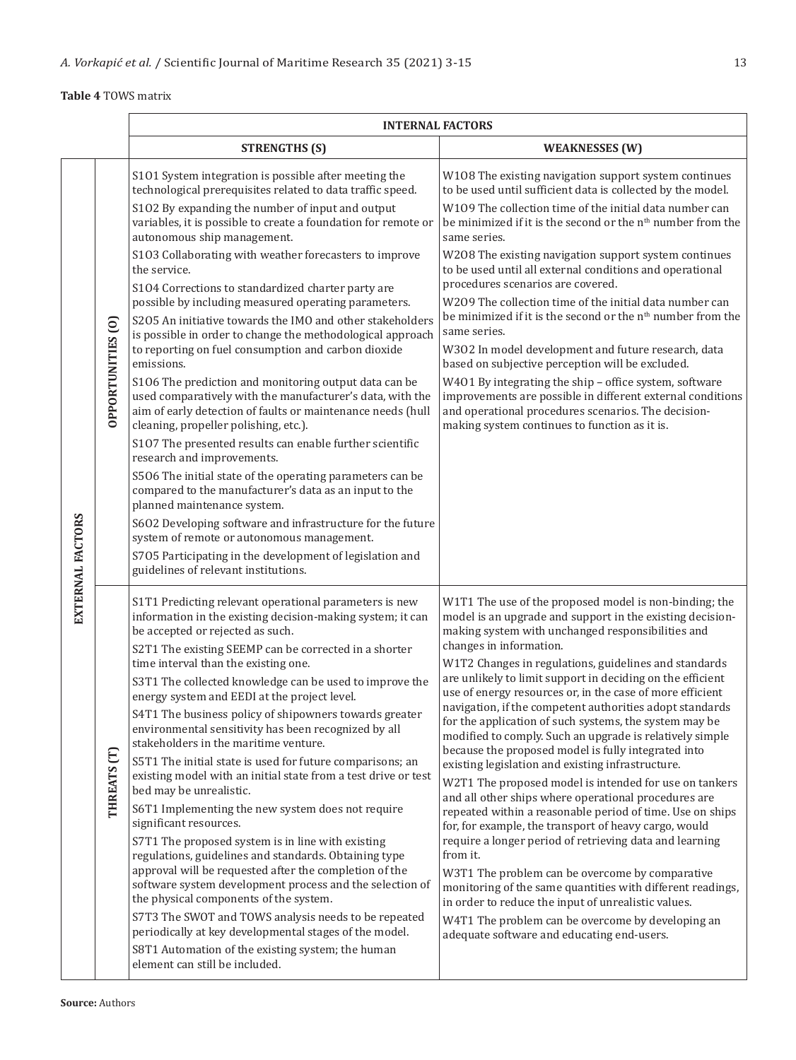**Table 4** TOWS matrix

| | | INTERNAL FACTORS | |
|---|---|---|---|
| | | **STRENGTHS (S)** | **WEAKNESSES (W)** |
| **EXTERNAL FACTORS** | **OPPORTUNITIES (O)** | S1O1 System integration is possible after meeting the technological prerequisites related to data traffic speed.<br>S1O2 By expanding the number of input and output variables, it is possible to create a foundation for remote or autonomous ship management.<br>S1O3 Collaborating with weather forecasters to improve the service.<br>S1O4 Corrections to standardized charter party are possible by including measured operating parameters.<br>S2O5 An initiative towards the IMO and other stakeholders is possible in order to change the methodological approach to reporting on fuel consumption and carbon dioxide emissions.<br>S1O6 The prediction and monitoring output data can be used comparatively with the manufacturer's data, with the aim of early detection of faults or maintenance needs (hull cleaning, propeller polishing, etc.).<br>S1O7 The presented results can enable further scientific research and improvements.<br>S5O6 The initial state of the operating parameters can be compared to the manufacturer's data as an input to the planned maintenance system.<br>S6O2 Developing software and infrastructure for the future system of remote or autonomous management.<br>S7O5 Participating in the development of legislation and guidelines of relevant institutions. | W1O8 The existing navigation support system continues to be used until sufficient data is collected by the model.<br>W1O9 The collection time of the initial data number can be minimized if it is the second or the n[th] number from the same series.<br>W2O8 The existing navigation support system continues to be used until all external conditions and operational procedures scenarios are covered.<br>W2O9 The collection time of the initial data number can be minimized if it is the second or the n[th] number from the same series.<br>W3O2 In model development and future research, data based on subjective perception will be excluded.<br>W4O1 By integrating the ship – office system, software improvements are possible in different external conditions and operational procedures scenarios. The decision-making system continues to function as it is. |
| | **THREATS (T)** | S1T1 Predicting relevant operational parameters is new information in the existing decision-making system; it can be accepted or rejected as such.<br>S2T1 The existing SEEMP can be corrected in a shorter time interval than the existing one.<br>S3T1 The collected knowledge can be used to improve the energy system and EEDI at the project level.<br>S4T1 The business policy of shipowners towards greater environmental sensitivity has been recognized by all stakeholders in the maritime venture.<br>S5T1 The initial state is used for future comparisons; an existing model with an initial state from a test drive or test bed may be unrealistic.<br>S6T1 Implementing the new system does not require significant resources.<br>S7T1 The proposed system is in line with existing regulations, guidelines and standards. Obtaining type approval will be requested after the completion of the software system development process and the selection of the physical components of the system.<br>S7T3 The SWOT and TOWS analysis needs to be repeated periodically at key developmental stages of the model.<br>S8T1 Automation of the existing system; the human element can still be included. | W1T1 The use of the proposed model is non-binding; the model is an upgrade and support in the existing decision-making system with unchanged responsibilities and changes in information.<br>W1T2 Changes in regulations, guidelines and standards are unlikely to limit support in deciding on the efficient use of energy resources or, in the case of more efficient navigation, if the competent authorities adopt standards for the application of such systems, the system may be modified to comply. Such an upgrade is relatively simple because the proposed model is fully integrated into existing legislation and existing infrastructure.<br>W2T1 The proposed model is intended for use on tankers and all other ships where operational procedures are repeated within a reasonable period of time. Use on ships for, for example, the transport of heavy cargo, would require a longer period of retrieving data and learning from it.<br>W3T1 The problem can be overcome by comparative monitoring of the same quantities with different readings, in order to reduce the input of unrealistic values.<br>W4T1 The problem can be overcome by developing an adequate software and educating end-users. |

**Source:** Authors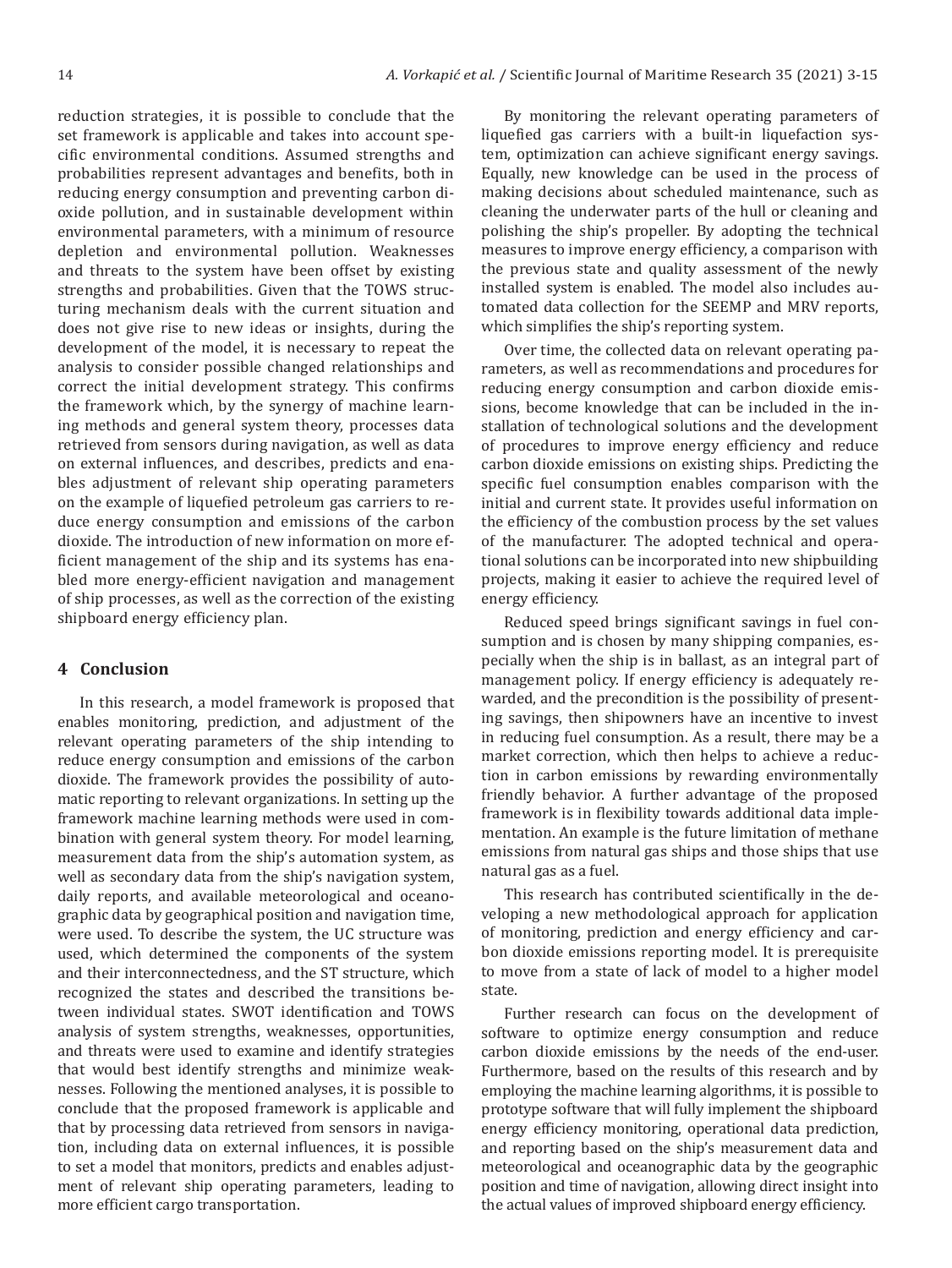reduction strategies, it is possible to conclude that the set framework is applicable and takes into account specific environmental conditions. Assumed strengths and probabilities represent advantages and benefits, both in reducing energy consumption and preventing carbon dioxide pollution, and in sustainable development within environmental parameters, with a minimum of resource depletion and environmental pollution. Weaknesses and threats to the system have been offset by existing strengths and probabilities. Given that the TOWS structuring mechanism deals with the current situation and does not give rise to new ideas or insights, during the development of the model, it is necessary to repeat the analysis to consider possible changed relationships and correct the initial development strategy. This confirms the framework which, by the synergy of machine learning methods and general system theory, processes data retrieved from sensors during navigation, as well as data on external influences, and describes, predicts and enables adjustment of relevant ship operating parameters on the example of liquefied petroleum gas carriers to reduce energy consumption and emissions of the carbon dioxide. The introduction of new information on more efficient management of the ship and its systems has enabled more energy-efficient navigation and management of ship processes, as well as the correction of the existing shipboard energy efficiency plan.

## 4 Conclusion

In this research, a model framework is proposed that enables monitoring, prediction, and adjustment of the relevant operating parameters of the ship intending to reduce energy consumption and emissions of the carbon dioxide. The framework provides the possibility of automatic reporting to relevant organizations. In setting up the framework machine learning methods were used in combination with general system theory. For model learning, measurement data from the ship's automation system, as well as secondary data from the ship's navigation system, daily reports, and available meteorological and oceanographic data by geographical position and navigation time, were used. To describe the system, the UC structure was used, which determined the components of the system and their interconnectedness, and the ST structure, which recognized the states and described the transitions between individual states. SWOT identification and TOWS analysis of system strengths, weaknesses, opportunities, and threats were used to examine and identify strategies that would best identify strengths and minimize weaknesses. Following the mentioned analyses, it is possible to conclude that the proposed framework is applicable and that by processing data retrieved from sensors in navigation, including data on external influences, it is possible to set a model that monitors, predicts and enables adjustment of relevant ship operating parameters, leading to more efficient cargo transportation.

By monitoring the relevant operating parameters of liquefied gas carriers with a built-in liquefaction system, optimization can achieve significant energy savings. Equally, new knowledge can be used in the process of making decisions about scheduled maintenance, such as cleaning the underwater parts of the hull or cleaning and polishing the ship's propeller. By adopting the technical measures to improve energy efficiency, a comparison with the previous state and quality assessment of the newly installed system is enabled. The model also includes automated data collection for the SEEMP and MRV reports, which simplifies the ship's reporting system.

Over time, the collected data on relevant operating parameters, as well as recommendations and procedures for reducing energy consumption and carbon dioxide emissions, become knowledge that can be included in the installation of technological solutions and the development of procedures to improve energy efficiency and reduce carbon dioxide emissions on existing ships. Predicting the specific fuel consumption enables comparison with the initial and current state. It provides useful information on the efficiency of the combustion process by the set values of the manufacturer. The adopted technical and operational solutions can be incorporated into new shipbuilding projects, making it easier to achieve the required level of energy efficiency.

Reduced speed brings significant savings in fuel consumption and is chosen by many shipping companies, especially when the ship is in ballast, as an integral part of management policy. If energy efficiency is adequately rewarded, and the precondition is the possibility of presenting savings, then shipowners have an incentive to invest in reducing fuel consumption. As a result, there may be a market correction, which then helps to achieve a reduction in carbon emissions by rewarding environmentally friendly behavior. A further advantage of the proposed framework is in flexibility towards additional data implementation. An example is the future limitation of methane emissions from natural gas ships and those ships that use natural gas as a fuel.

This research has contributed scientifically in the developing a new methodological approach for application of monitoring, prediction and energy efficiency and carbon dioxide emissions reporting model. It is prerequisite to move from a state of lack of model to a higher model state.

Further research can focus on the development of software to optimize energy consumption and reduce carbon dioxide emissions by the needs of the end-user. Furthermore, based on the results of this research and by employing the machine learning algorithms, it is possible to prototype software that will fully implement the shipboard energy efficiency monitoring, operational data prediction, and reporting based on the ship's measurement data and meteorological and oceanographic data by the geographic position and time of navigation, allowing direct insight into the actual values of improved shipboard energy efficiency.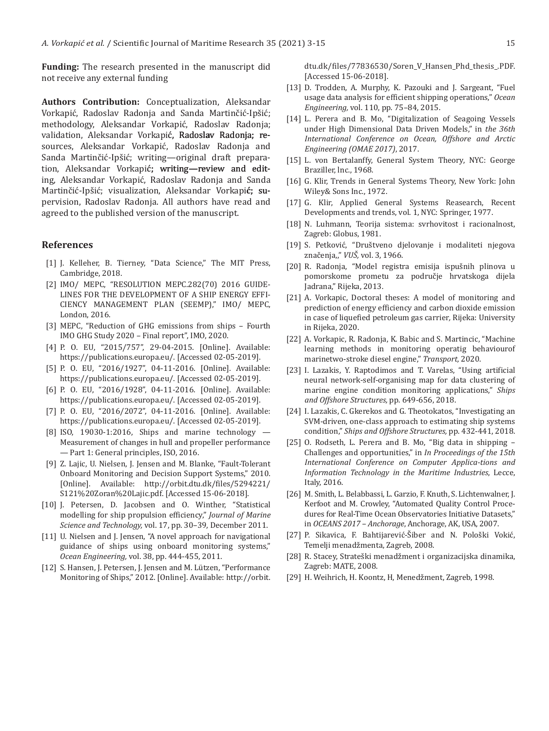**Funding:** The research presented in the manuscript did not receive any external funding

**Authors Contribution:** Conceptualization, Aleksandar Vorkapić, Radoslav Radonja and Sanda Martinčić-Ipšić; methodology, Aleksandar Vorkapić, Radoslav Radonja; validation, Aleksandar Vorkapić, Radoslav Radonja; resources, Aleksandar Vorkapić, Radoslav Radonja and Sanda Martinčić-Ipšić; writing—original draft preparation, Aleksandar Vorkapić; writing—review and editing, Aleksandar Vorkapić, Radoslav Radonja and Sanda Martinčić-Ipšić; visualization, Aleksandar Vorkapić; supervision, Radoslav Radonja. All authors have read and agreed to the published version of the manuscript.

## References

[1] J. Kelleher, B. Tierney, "Data Science," The MIT Press, Cambridge, 2018.

[2] IMO/ MEPC, "RESOLUTION MEPC.282(70) 2016 GUIDELINES FOR THE DEVELOPMENT OF A SHIP ENERGY EFFICIENCY MANAGEMENT PLAN (SEEMP)," IMO/ MEPC, London, 2016.

[3] MEPC, "Reduction of GHG emissions from ships – Fourth IMO GHG Study 2020 – Final report", IMO, 2020.

[4] P. O. EU, "2015/757", 29-04-2015. [Online]. Available: https://publications.europa.eu/. [Accessed 02-05-2019].

[5] P. O. EU, "2016/1927", 04-11-2016. [Online]. Available: https://publications.europa.eu/. [Accessed 02-05-2019].

[6] P. O. EU, "2016/1928", 04-11-2016. [Online]. Available: https://publications.europa.eu/. [Accessed 02-05-2019].

[7] P. O. EU, "2016/2072", 04-11-2016. [Online]. Available: https://publications.europa.eu/. [Accessed 02-05-2019].

[8] ISO, 19030-1:2016, Ships and marine technology — Measurement of changes in hull and propeller performance — Part 1: General principles, ISO, 2016.

[9] Z. Lajic, U. Nielsen, J. Jensen and M. Blanke, "Fault-Tolerant Onboard Monitoring and Decision Support Systems," 2010. [Online]. Available: http://orbit.dtu.dk/files/5294221/S121%20Zoran%20Lajic.pdf. [Accessed 15-06-2018].

[10] J. Petersen, D. Jacobsen and O. Winther, "Statistical modelling for ship propulsion efficiency," *Journal of Marine Science and Technology,* vol. 17, pp. 30–39, December 2011.

[11] U. Nielsen and J. Jensen, "A novel approach for navigational guidance of ships using onboard monitoring systems," *Ocean Engineering,* vol. 38, pp. 444-455, 2011.

[12] S. Hansen, J. Petersen, J. Jensen and M. Lützen, "Performance Monitoring of Ships," 2012. [Online]. Available: http://orbit.dtu.dk/files/77836530/Soren_V_Hansen_Phd_thesis_.PDF. [Accessed 15-06-2018].

[13] D. Trodden, A. Murphy, K. Pazouki and J. Sargeant, "Fuel usage data analysis for efficient shipping operations," *Ocean Engineering,* vol. 110, pp. 75–84, 2015.

[14] L. Perera and B. Mo, "Digitalization of Seagoing Vessels under High Dimensional Data Driven Models," in *the 36th International Conference on Ocean, Offshore and Arctic Engineering (OMAE 2017)*, 2017.

[15] L. von Bertalanffy, General System Theory, NYC: George Braziller, lnc., 1968.

[16] G. Klir, Trends in General Systems Theory, New York: John Wiley& Sons Inc., 1972.

[17] G. Klir, Applied General Systems Reasearch, Recent Developments and trends, vol. 1, NYC: Springer, 1977.

[18] N. Luhmann, Teorija sistema: svrhovitost i racionalnost, Zagreb: Globus, 1981.

[19] S. Petković, "Društveno djelovanje i modaliteti njegova značenja,," *VUŠ,* vol. 3, 1966.

[20] R. Radonja, "Model registra emisija ispušnih plinova u pomorskome prometu za područje hrvatskoga dijela Jadrana," Rijeka, 2013.

[21] A. Vorkapic, Doctoral theses: A model of monitoring and prediction of energy efficiency and carbon dioxide emission in case of liquefied petroleum gas carrier*,* Rijeka: University in Rijeka, 2020.

[22] A. Vorkapic, R. Radonja, K. Babic and S. Martincic, "Machine learning methods in monitoring operatig behaviourof marinetwo-stroke diesel engine," *Transport,* 2020.

[23] I. Lazakis, Y. Raptodimos and T. Varelas, "Using artificial neural network-self-organising map for data clustering of marine engine condition monitoring applications," *Ships and Offshore Structures,* pp. 649-656, 2018.

[24] I. Lazakis, C. Gkerekos and G. Theotokatos, "Investigating an SVM-driven, one-class approach to estimating ship systems condition," *Ships and Offshore Structures,* pp. 432-441, 2018.

[25] O. Rodseth, L. Perera and B. Mo, "Big data in shipping – Challenges and opportunities," in *In Proceedings of the 15th International Conference on Computer Applica-tions and Information Technology in the Maritime Industries*, Lecce, Italy, 2016.

[26] M. Smith, L. Belabbassi, L. Garzio, F. Knuth, S. Lichtenwalner, J. Kerfoot and M. Crowley, "Automated Quality Control Procedures for Real-Time Ocean Observatories Initiative Datasets," in *OCEANS 2017 – Anchorage*, Anchorage, AK, USA, 2007.

[27] P. Sikavica, F. Bahtijarević-Šiber and N. Pološki Vokić, Temelji menadžmenta, Zagreb, 2008.

[28] R. Stacey, Strateški menadžment i organizacijska dinamika, Zagreb: MATE, 2008.

[29] H. Weihrich, H. Koontz, H, Menedžment, Zagreb, 1998.